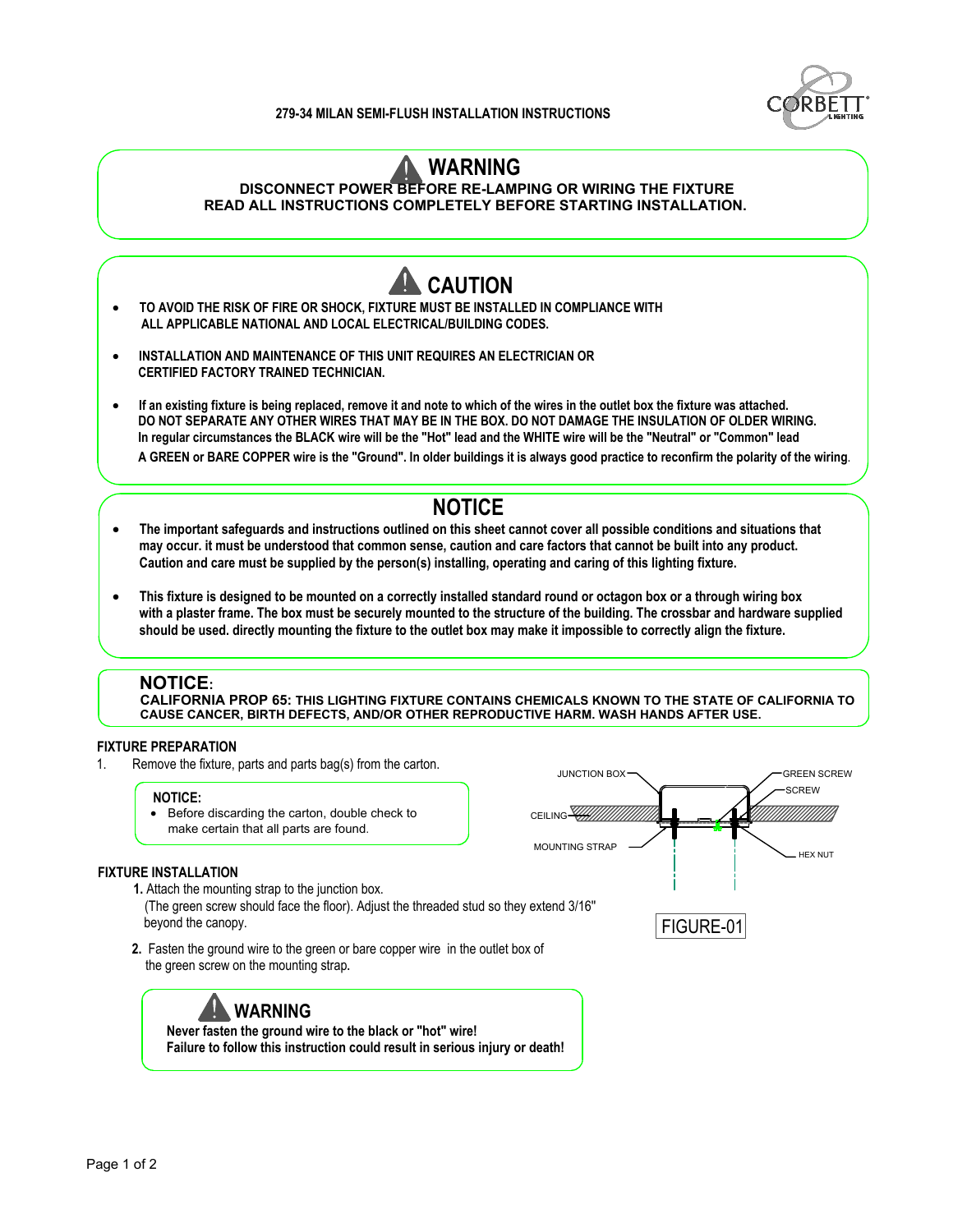279-34 MILAN SEMI-FLUSH INSTALLATION INSTRUCTIONS

CORBETT LIGHTING

## WARNING

**DISCONNECT POWER BEFORE RE-LAMPING OR WIRING THE FIXTURE**
**READ ALL INSTRUCTIONS COMPLETELY BEFORE STARTING INSTALLATION.**

## CAUTION

- **TO AVOID THE RISK OF FIRE OR SHOCK, FIXTURE MUST BE INSTALLED IN COMPLIANCE WITH ALL APPLICABLE NATIONAL AND LOCAL ELECTRICAL/BUILDING CODES.**
- **INSTALLATION AND MAINTENANCE OF THIS UNIT REQUIRES AN ELECTRICIAN OR CERTIFIED FACTORY TRAINED TECHNICIAN.**
- **If an existing fixture is being replaced, remove it and note to which of the wires in the outlet box the fixture was attached. DO NOT SEPARATE ANY OTHER WIRES THAT MAY BE IN THE BOX. DO NOT DAMAGE THE INSULATION OF OLDER WIRING. In regular circumstances the BLACK wire will be the "Hot" lead and the WHITE wire will be the "Neutral" or "Common" lead A GREEN or BARE COPPER wire is the "Ground". In older buildings it is always good practice to reconfirm the polarity of the wiring.**

## NOTICE

- **The important safeguards and instructions outlined on this sheet cannot cover all possible conditions and situations that may occur. it must be understood that common sense, caution and care factors that cannot be built into any product. Caution and care must be supplied by the person(s) installing, operating and caring of this lighting fixture.**
- **This fixture is designed to be mounted on a correctly installed standard round or octagon box or a through wiring box with a plaster frame. The box must be securely mounted to the structure of the building. The crossbar and hardware supplied should be used. directly mounting the fixture to the outlet box may make it impossible to correctly align the fixture.**

**NOTICE:**
**CALIFORNIA PROP 65: THIS LIGHTING FIXTURE CONTAINS CHEMICALS KNOWN TO THE STATE OF CALIFORNIA TO CAUSE CANCER, BIRTH DEFECTS, AND/OR OTHER REPRODUCTIVE HARM. WASH HANDS AFTER USE.**

### FIXTURE PREPARATION

1. Remove the fixture, parts and parts bag(s) from the carton.

**NOTICE:**
- Before discarding the carton, double check to make certain that all parts are found.

### FIXTURE INSTALLATION

**1.** Attach the mounting strap to the junction box. (The green screw should face the floor). Adjust the threaded stud so they extend 3/16" beyond the canopy.

**2.** Fasten the ground wire to the green or bare copper wire in the outlet box of the green screw on the mounting strap.

JUNCTION BOX, GREEN SCREW, SCREW, CEILING, MOUNTING STRAP, HEX NUT

FIGURE-01

## WARNING

**Never fasten the ground wire to the black or "hot" wire!**
**Failure to follow this instruction could result in serious injury or death!**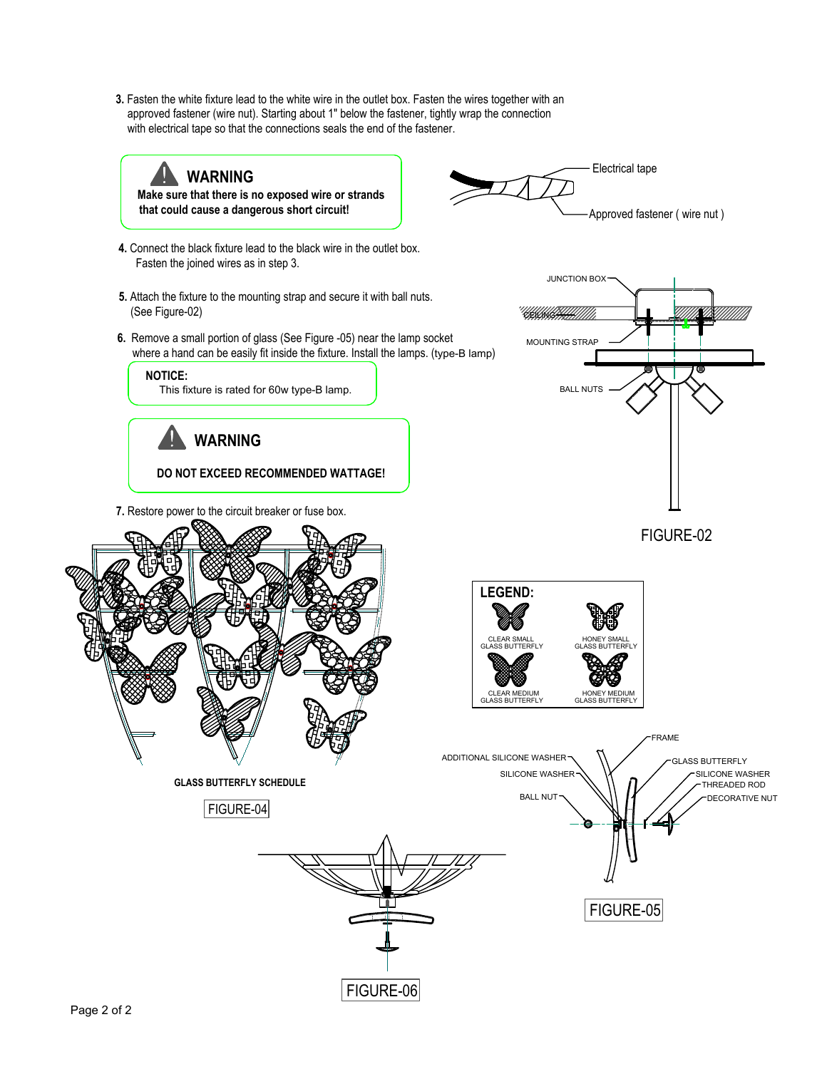3. Fasten the white fixture lead to the white wire in the outlet box. Fasten the wires together with an approved fastener (wire nut). Starting about 1" below the fastener, tightly wrap the connection with electrical tape so that the connections seals the end of the fastener.

**WARNING**

**Make sure that there is no exposed wire or strands that could cause a dangerous short circuit!**

Electrical tape

Approved fastener ( wire nut )

4. Connect the black fixture lead to the black wire in the outlet box. Fasten the joined wires as in step 3.

5. Attach the fixture to the mounting strap and secure it with ball nuts. (See Figure-02)

6. Remove a small portion of glass (See Figure -05) near the lamp socket where a hand can be easily fit inside the fixture. Install the lamps. (type-B lamp)

**NOTICE:**
This fixture is rated for 60w type-B lamp.

**WARNING**

**DO NOT EXCEED RECOMMENDED WATTAGE!**

7. Restore power to the circuit breaker or fuse box.

JUNCTION BOX

CEILING

MOUNTING STRAP

BALL NUTS

FIGURE-02

**LEGEND:**

CLEAR SMALL GLASS BUTTERFLY

HONEY SMALL GLASS BUTTERFLY

CLEAR MEDIUM GLASS BUTTERFLY

HONEY MEDIUM GLASS BUTTERFLY

**GLASS BUTTERFLY SCHEDULE**

FIGURE-04

FRAME

ADDITIONAL SILICONE WASHER

GLASS BUTTERFLY

SILICONE WASHER

SILICONE WASHER

THREADED ROD

BALL NUT

DECORATIVE NUT

FIGURE-05

FIGURE-06